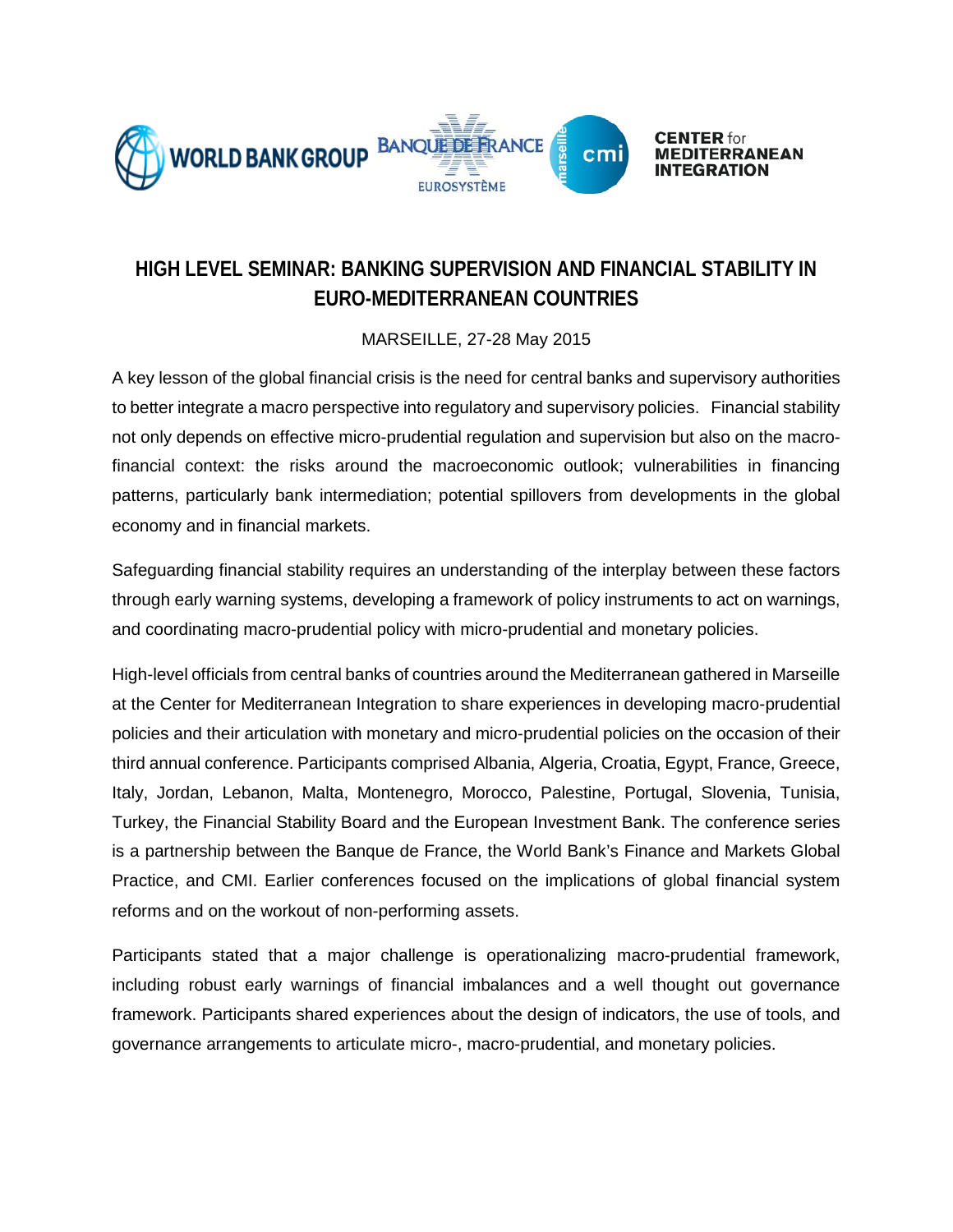# HIGH LEVEL SEMINAR: BANKING SUPERVISION AND FINANCIAL STABILITY IN EURO-MEDITERRANEAN COUNTRIES

MARSEILLE, 27-28 May 2015

A key lesson of the global financial crisis is the need for central banks and supervisory authorities to better integrate a macro perspective into regulatory and supervisory policies. Financial stability not only depends on effective micro-prudential regulation and supervision but also on the macro-financial context: the risks around the macroeconomic outlook; vulnerabilities in financing patterns, particularly bank intermediation; potential spillovers from developments in the global economy and in financial markets.

Safeguarding financial stability requires an understanding of the interplay between these factors through early warning systems, developing a framework of policy instruments to act on warnings, and coordinating macro-prudential policy with micro-prudential and monetary policies.

High-level officials from central banks of countries around the Mediterranean gathered in Marseille at the Center for Mediterranean Integration to share experiences in developing macro-prudential policies and their articulation with monetary and micro-prudential policies on the occasion of their third annual conference. Participants comprised Albania, Algeria, Croatia, Egypt, France, Greece, Italy, Jordan, Lebanon, Malta, Montenegro, Morocco, Palestine, Portugal, Slovenia, Tunisia, Turkey, the Financial Stability Board and the European Investment Bank. The conference series is a partnership between the Banque de France, the World Bank's Finance and Markets Global Practice, and CMI. Earlier conferences focused on the implications of global financial system reforms and on the workout of non-performing assets.

Participants stated that a major challenge is operationalizing macro-prudential framework, including robust early warnings of financial imbalances and a well thought out governance framework. Participants shared experiences about the design of indicators, the use of tools, and governance arrangements to articulate micro-, macro-prudential, and monetary policies.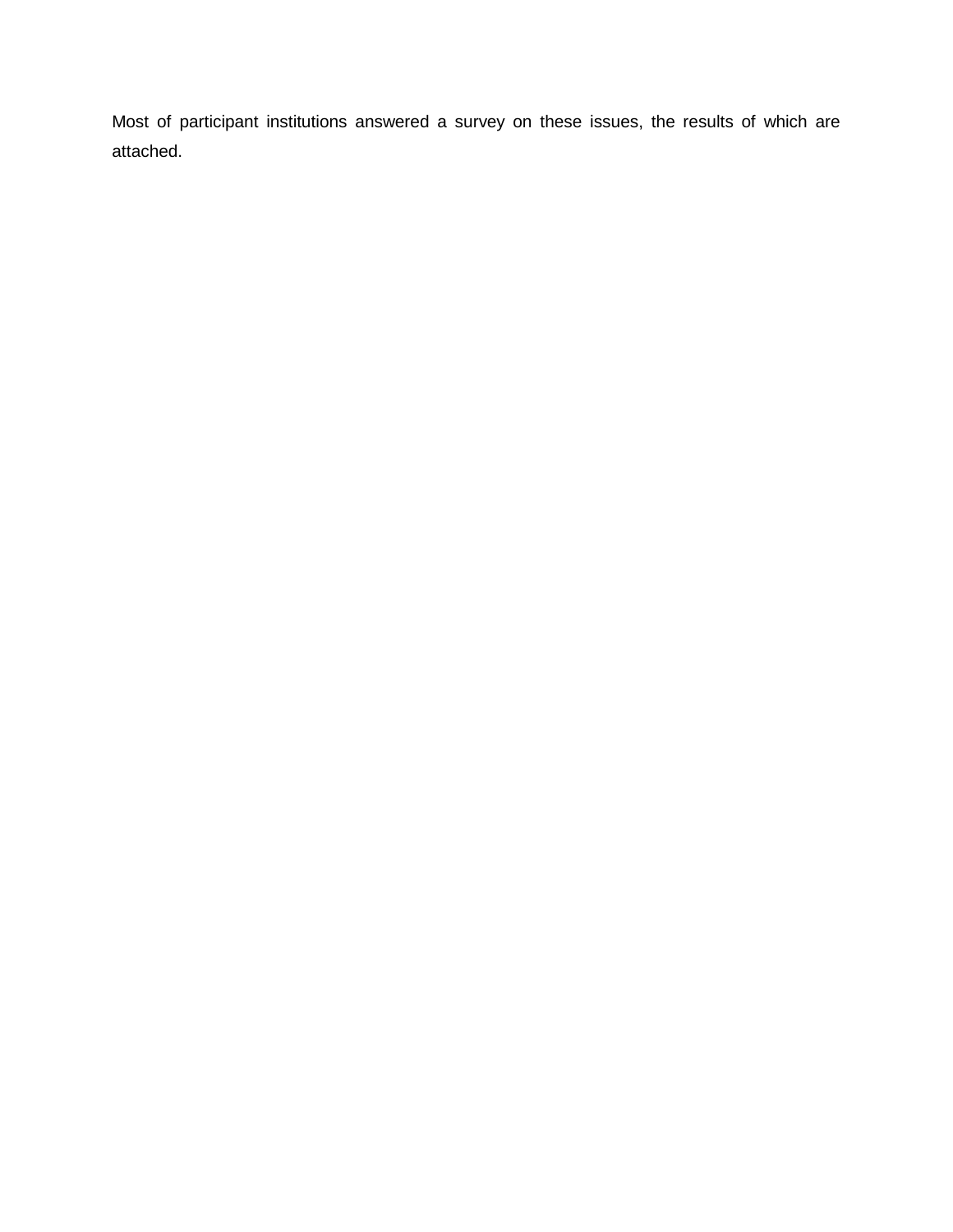Most of participant institutions answered a survey on these issues, the results of which are attached.